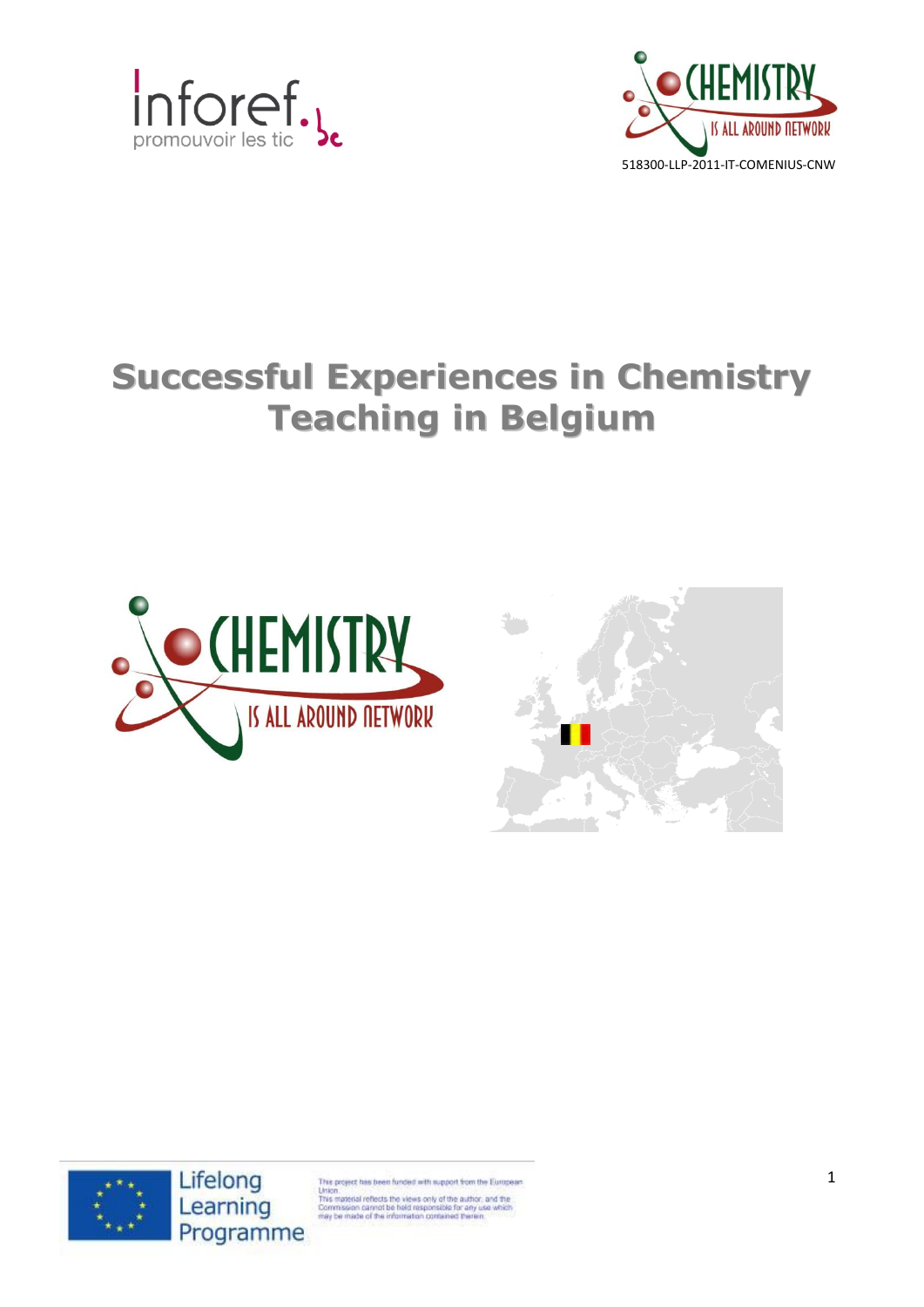inforef.be
promouvoir les tic

CHEMISTRY IS ALL AROUND NETWORK

518300-LLP-2011-IT-COMENIUS-CNW

# Successful Experiences in Chemistry Teaching in Belgium

CHEMISTRY IS ALL AROUND NETWORK

Lifelong Learning Programme

This project has been funded with support from the European Union. This material reflects the views only of the author, and the Commission cannot be held responsible for any use which may be made of the information contained therein.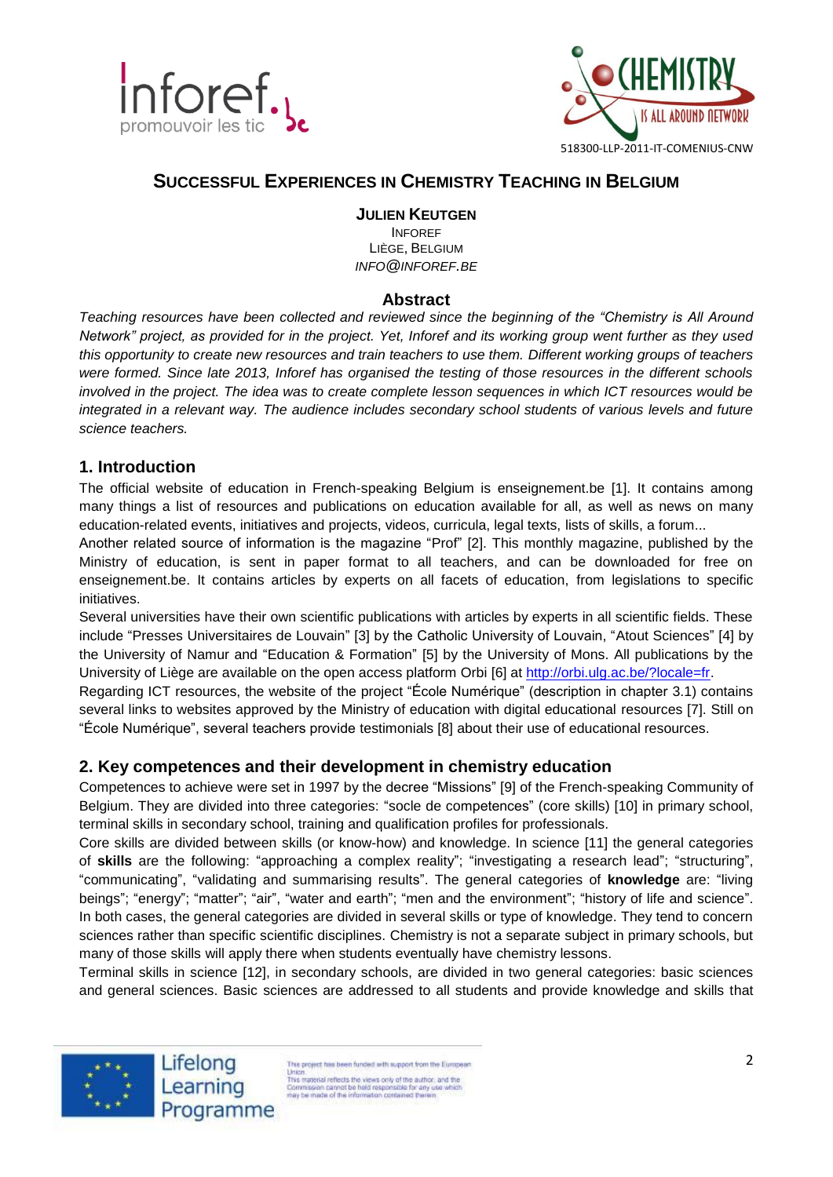# Successful Experiences in Chemistry Teaching in Belgium

**Julien Keutgen**
Inforef
Liège, Belgium
*info@inforef.be*

## Abstract

*Teaching resources have been collected and reviewed since the beginning of the "Chemistry is All Around Network" project, as provided for in the project. Yet, Inforef and its working group went further as they used this opportunity to create new resources and train teachers to use them. Different working groups of teachers were formed. Since late 2013, Inforef has organised the testing of those resources in the different schools involved in the project. The idea was to create complete lesson sequences in which ICT resources would be integrated in a relevant way. The audience includes secondary school students of various levels and future science teachers.*

## 1. Introduction

The official website of education in French-speaking Belgium is enseignement.be [1]. It contains among many things a list of resources and publications on education available for all, as well as news on many education-related events, initiatives and projects, videos, curricula, legal texts, lists of skills, a forum...

Another related source of information is the magazine "Prof" [2]. This monthly magazine, published by the Ministry of education, is sent in paper format to all teachers, and can be downloaded for free on enseignement.be. It contains articles by experts on all facets of education, from legislations to specific initiatives.

Several universities have their own scientific publications with articles by experts in all scientific fields. These include "Presses Universitaires de Louvain" [3] by the Catholic University of Louvain, "Atout Sciences" [4] by the University of Namur and "Education & Formation" [5] by the University of Mons. All publications by the University of Liège are available on the open access platform Orbi [6] at http://orbi.ulg.ac.be/?locale=fr.

Regarding ICT resources, the website of the project "École Numérique" (description in chapter 3.1) contains several links to websites approved by the Ministry of education with digital educational resources [7]. Still on "École Numérique", several teachers provide testimonials [8] about their use of educational resources.

## 2. Key competences and their development in chemistry education

Competences to achieve were set in 1997 by the decree "Missions" [9] of the French-speaking Community of Belgium. They are divided into three categories: "socle de competences" (core skills) [10] in primary school, terminal skills in secondary school, training and qualification profiles for professionals.

Core skills are divided between skills (or know-how) and knowledge. In science [11] the general categories of **skills** are the following: "approaching a complex reality"; "investigating a research lead"; "structuring", "communicating", "validating and summarising results". The general categories of **knowledge** are: "living beings"; "energy"; "matter"; "air", "water and earth"; "men and the environment"; "history of life and science". In both cases, the general categories are divided in several skills or type of knowledge. They tend to concern sciences rather than specific scientific disciplines. Chemistry is not a separate subject in primary schools, but many of those skills will apply there when students eventually have chemistry lessons.

Terminal skills in science [12], in secondary schools, are divided in two general categories: basic sciences and general sciences. Basic sciences are addressed to all students and provide knowledge and skills that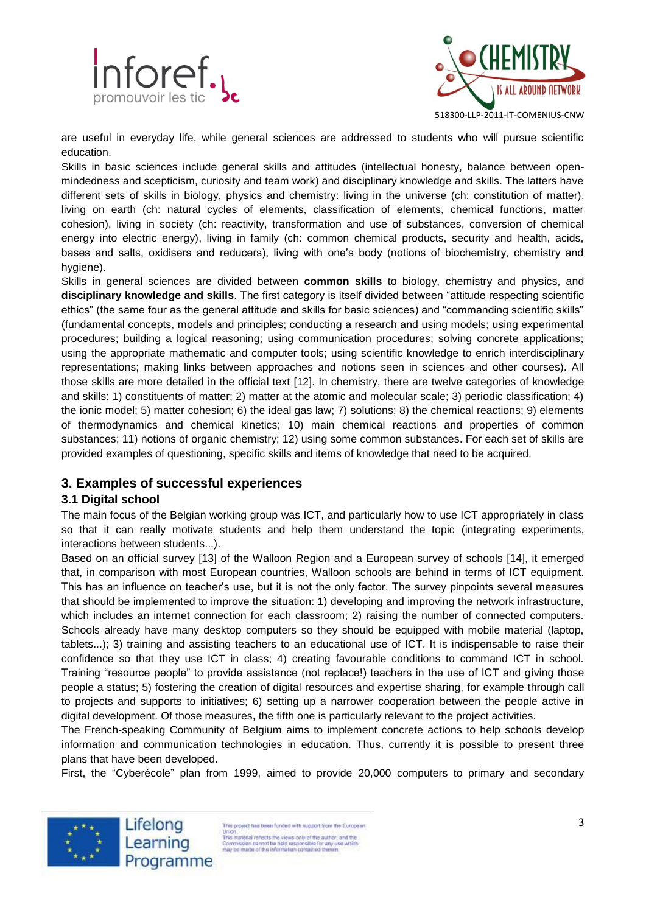are useful in everyday life, while general sciences are addressed to students who will pursue scientific education.

Skills in basic sciences include general skills and attitudes (intellectual honesty, balance between open-mindedness and scepticism, curiosity and team work) and disciplinary knowledge and skills. The latters have different sets of skills in biology, physics and chemistry: living in the universe (ch: constitution of matter), living on earth (ch: natural cycles of elements, classification of elements, chemical functions, matter cohesion), living in society (ch: reactivity, transformation and use of substances, conversion of chemical energy into electric energy), living in family (ch: common chemical products, security and health, acids, bases and salts, oxidisers and reducers), living with one's body (notions of biochemistry, chemistry and hygiene).

Skills in general sciences are divided between **common skills** to biology, chemistry and physics, and **disciplinary knowledge and skills**. The first category is itself divided between "attitude respecting scientific ethics" (the same four as the general attitude and skills for basic sciences) and "commanding scientific skills" (fundamental concepts, models and principles; conducting a research and using models; using experimental procedures; building a logical reasoning; using communication procedures; solving concrete applications; using the appropriate mathematic and computer tools; using scientific knowledge to enrich interdisciplinary representations; making links between approaches and notions seen in sciences and other courses). All those skills are more detailed in the official text [12]. In chemistry, there are twelve categories of knowledge and skills: 1) constituents of matter; 2) matter at the atomic and molecular scale; 3) periodic classification; 4) the ionic model; 5) matter cohesion; 6) the ideal gas law; 7) solutions; 8) the chemical reactions; 9) elements of thermodynamics and chemical kinetics; 10) main chemical reactions and properties of common substances; 11) notions of organic chemistry; 12) using some common substances. For each set of skills are provided examples of questioning, specific skills and items of knowledge that need to be acquired.

## 3. Examples of successful experiences

### 3.1 Digital school

The main focus of the Belgian working group was ICT, and particularly how to use ICT appropriately in class so that it can really motivate students and help them understand the topic (integrating experiments, interactions between students...).

Based on an official survey [13] of the Walloon Region and a European survey of schools [14], it emerged that, in comparison with most European countries, Walloon schools are behind in terms of ICT equipment. This has an influence on teacher's use, but it is not the only factor. The survey pinpoints several measures that should be implemented to improve the situation: 1) developing and improving the network infrastructure, which includes an internet connection for each classroom; 2) raising the number of connected computers. Schools already have many desktop computers so they should be equipped with mobile material (laptop, tablets...); 3) training and assisting teachers to an educational use of ICT. It is indispensable to raise their confidence so that they use ICT in class; 4) creating favourable conditions to command ICT in school. Training "resource people" to provide assistance (not replace!) teachers in the use of ICT and giving those people a status; 5) fostering the creation of digital resources and expertise sharing, for example through call to projects and supports to initiatives; 6) setting up a narrower cooperation between the people active in digital development. Of those measures, the fifth one is particularly relevant to the project activities.

The French-speaking Community of Belgium aims to implement concrete actions to help schools develop information and communication technologies in education. Thus, currently it is possible to present three plans that have been developed.

First, the "Cyberécole" plan from 1999, aimed to provide 20,000 computers to primary and secondary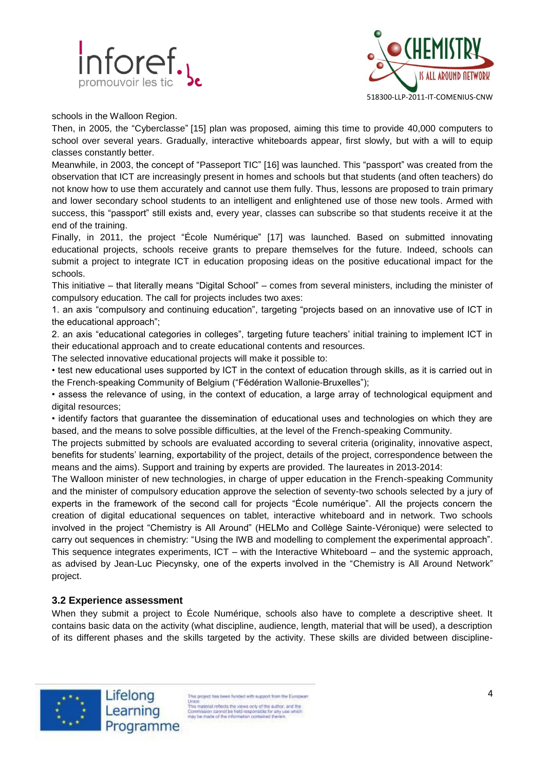schools in the Walloon Region.

Then, in 2005, the "Cyberclasse" [15] plan was proposed, aiming this time to provide 40,000 computers to school over several years. Gradually, interactive whiteboards appear, first slowly, but with a will to equip classes constantly better.

Meanwhile, in 2003, the concept of "Passeport TIC" [16] was launched. This "passport" was created from the observation that ICT are increasingly present in homes and schools but that students (and often teachers) do not know how to use them accurately and cannot use them fully. Thus, lessons are proposed to train primary and lower secondary school students to an intelligent and enlightened use of those new tools. Armed with success, this "passport" still exists and, every year, classes can subscribe so that students receive it at the end of the training.

Finally, in 2011, the project "École Numérique" [17] was launched. Based on submitted innovating educational projects, schools receive grants to prepare themselves for the future. Indeed, schools can submit a project to integrate ICT in education proposing ideas on the positive educational impact for the schools.

This initiative – that literally means "Digital School" – comes from several ministers, including the minister of compulsory education. The call for projects includes two axes:

1. an axis "compulsory and continuing education", targeting "projects based on an innovative use of ICT in the educational approach";
2. an axis "educational categories in colleges", targeting future teachers' initial training to implement ICT in their educational approach and to create educational contents and resources.

The selected innovative educational projects will make it possible to:

- test new educational uses supported by ICT in the context of education through skills, as it is carried out in the French-speaking Community of Belgium ("Fédération Wallonie-Bruxelles");
- assess the relevance of using, in the context of education, a large array of technological equipment and digital resources;
- identify factors that guarantee the dissemination of educational uses and technologies on which they are based, and the means to solve possible difficulties, at the level of the French-speaking Community.

The projects submitted by schools are evaluated according to several criteria (originality, innovative aspect, benefits for students' learning, exportability of the project, details of the project, correspondence between the means and the aims). Support and training by experts are provided. The laureates in 2013-2014:

The Walloon minister of new technologies, in charge of upper education in the French-speaking Community and the minister of compulsory education approve the selection of seventy-two schools selected by a jury of experts in the framework of the second call for projects "École numérique". All the projects concern the creation of digital educational sequences on tablet, interactive whiteboard and in network. Two schools involved in the project "Chemistry is All Around" (HELMo and Collège Sainte-Véronique) were selected to carry out sequences in chemistry: "Using the IWB and modelling to complement the experimental approach". This sequence integrates experiments, ICT – with the Interactive Whiteboard – and the systemic approach, as advised by Jean-Luc Piecynsky, one of the experts involved in the "Chemistry is All Around Network" project.

### 3.2 Experience assessment

When they submit a project to École Numérique, schools also have to complete a descriptive sheet. It contains basic data on the activity (what discipline, audience, length, material that will be used), a description of its different phases and the skills targeted by the activity. These skills are divided between discipline-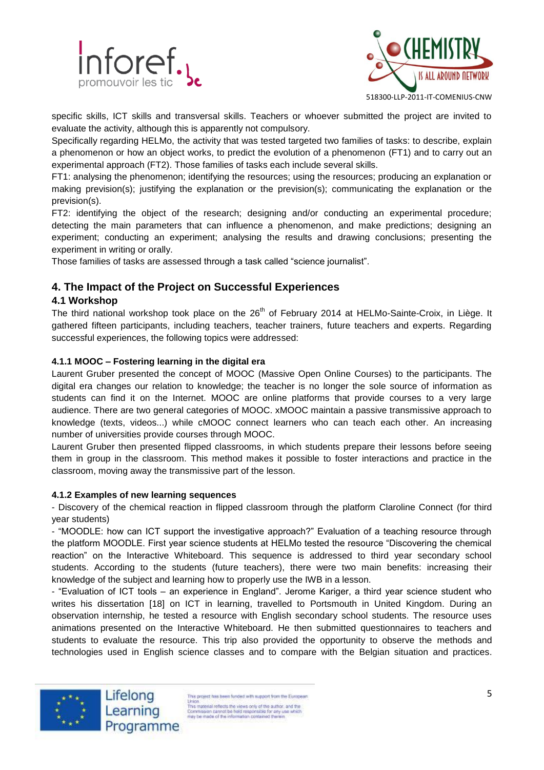specific skills, ICT skills and transversal skills. Teachers or whoever submitted the project are invited to evaluate the activity, although this is apparently not compulsory.

Specifically regarding HELMo, the activity that was tested targeted two families of tasks: to describe, explain a phenomenon or how an object works, to predict the evolution of a phenomenon (FT1) and to carry out an experimental approach (FT2). Those families of tasks each include several skills.

FT1: analysing the phenomenon; identifying the resources; using the resources; producing an explanation or making prevision(s); justifying the explanation or the prevision(s); communicating the explanation or the prevision(s).

FT2: identifying the object of the research; designing and/or conducting an experimental procedure; detecting the main parameters that can influence a phenomenon, and make predictions; designing an experiment; conducting an experiment; analysing the results and drawing conclusions; presenting the experiment in writing or orally.

Those families of tasks are assessed through a task called “science journalist”.

## 4. The Impact of the Project on Successful Experiences

### 4.1 Workshop

The third national workshop took place on the 26th of February 2014 at HELMo-Sainte-Croix, in Liège. It gathered fifteen participants, including teachers, teacher trainers, future teachers and experts. Regarding successful experiences, the following topics were addressed:

#### 4.1.1 MOOC – Fostering learning in the digital era

Laurent Gruber presented the concept of MOOC (Massive Open Online Courses) to the participants. The digital era changes our relation to knowledge; the teacher is no longer the sole source of information as students can find it on the Internet. MOOC are online platforms that provide courses to a very large audience. There are two general categories of MOOC. xMOOC maintain a passive transmissive approach to knowledge (texts, videos...) while cMOOC connect learners who can teach each other. An increasing number of universities provide courses through MOOC.

Laurent Gruber then presented flipped classrooms, in which students prepare their lessons before seeing them in group in the classroom. This method makes it possible to foster interactions and practice in the classroom, moving away the transmissive part of the lesson.

#### 4.1.2 Examples of new learning sequences

- Discovery of the chemical reaction in flipped classroom through the platform Claroline Connect (for third year students)
- “MOODLE: how can ICT support the investigative approach?” Evaluation of a teaching resource through the platform MOODLE. First year science students at HELMo tested the resource “Discovering the chemical reaction” on the Interactive Whiteboard. This sequence is addressed to third year secondary school students. According to the students (future teachers), there were two main benefits: increasing their knowledge of the subject and learning how to properly use the IWB in a lesson.
- “Evaluation of ICT tools – an experience in England”. Jerome Kariger, a third year science student who writes his dissertation [18] on ICT in learning, travelled to Portsmouth in United Kingdom. During an observation internship, he tested a resource with English secondary school students. The resource uses animations presented on the Interactive Whiteboard. He then submitted questionnaires to teachers and students to evaluate the resource. This trip also provided the opportunity to observe the methods and technologies used in English science classes and to compare with the Belgian situation and practices.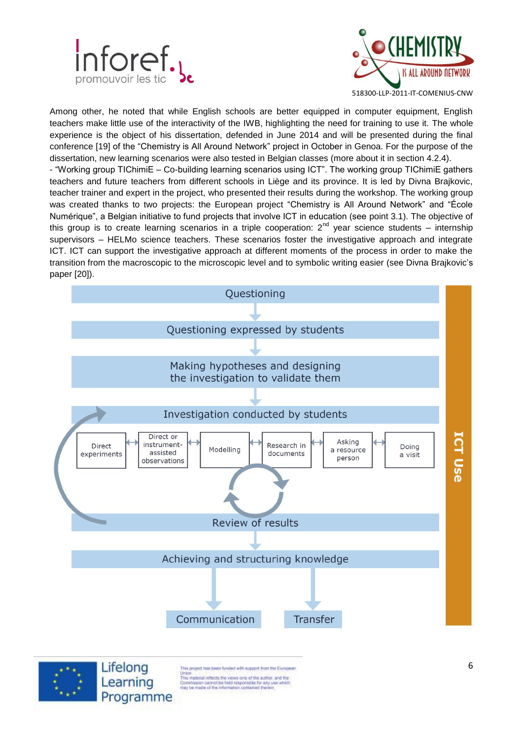Among other, he noted that while English schools are better equipped in computer equipment, English teachers make little use of the interactivity of the IWB, highlighting the need for training to use it. The whole experience is the object of his dissertation, defended in June 2014 and will be presented during the final conference [19] of the "Chemistry is All Around Network" project in October in Genoa. For the purpose of the dissertation, new learning scenarios were also tested in Belgian classes (more about it in section 4.2.4).

- "Working group TIChimiE – Co-building learning scenarios using ICT". The working group TIChimiE gathers teachers and future teachers from different schools in Liège and its province. It is led by Divna Brajkovic, teacher trainer and expert in the project, who presented their results during the workshop. The working group was created thanks to two projects: the European project "Chemistry is All Around Network" and "École Numérique", a Belgian initiative to fund projects that involve ICT in education (see point 3.1). The objective of this group is to create learning scenarios in a triple cooperation: 2nd year science students – internship supervisors – HELMo science teachers. These scenarios foster the investigative approach and integrate ICT. ICT can support the investigative approach at different moments of the process in order to make the transition from the macroscopic to the microscopic level and to symbolic writing easier (see Divna Brajkovic's paper [20]).

Questioning

↓

Questioning expressed by students

↓

Making hypotheses and designing the investigation to validate them

↓

Investigation conducted by students

Direct experiments ↔ Direct or instrument-assisted observations ↔ Modelling ↔ Research in documents ↔ Asking a resource person ↔ Doing a visit

Review of results

↓

Achieving and structuring knowledge

↓ Communication ↓ Transfer

ICT Use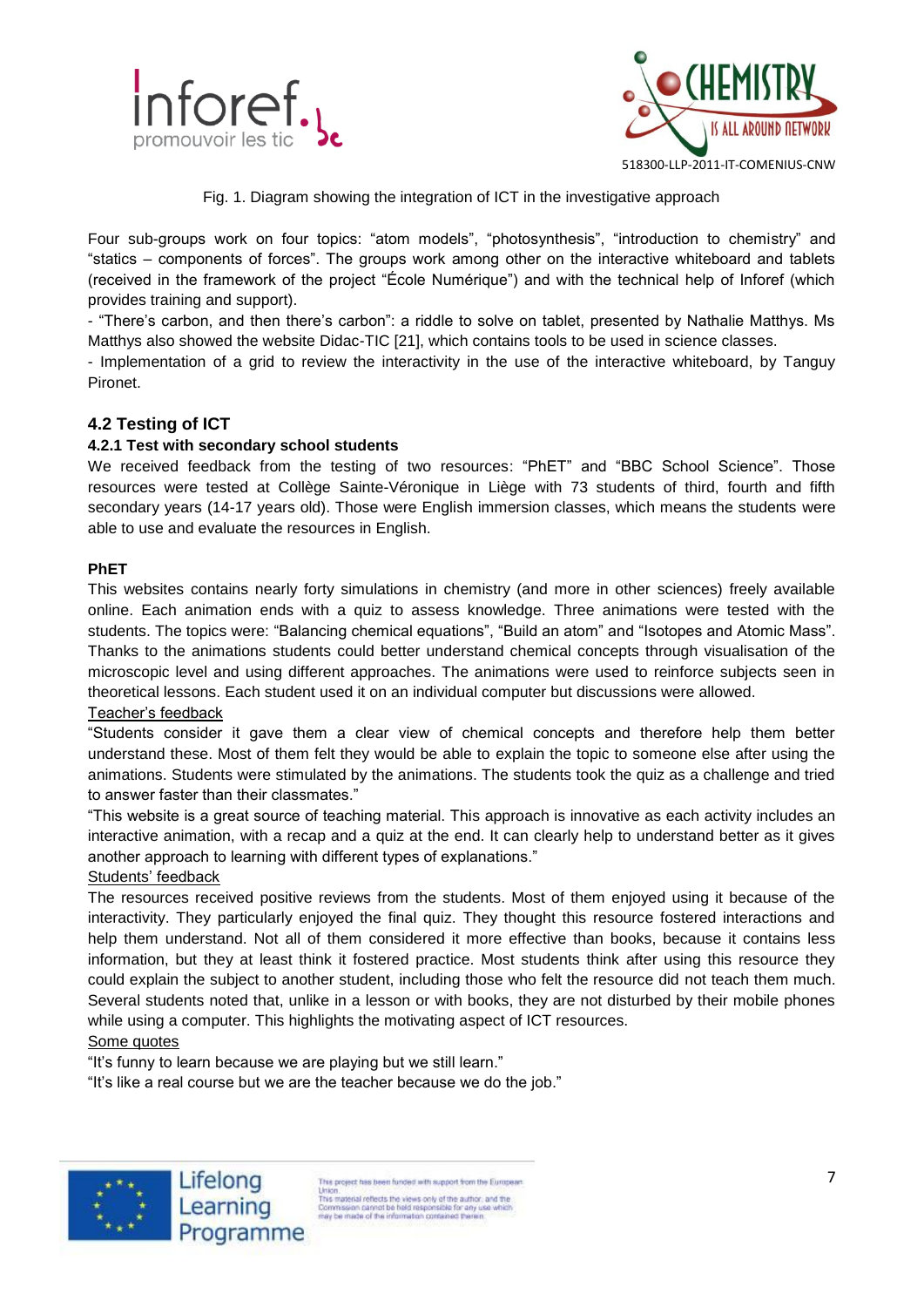Fig. 1. Diagram showing the integration of ICT in the investigative approach

Four sub-groups work on four topics: “atom models”, “photosynthesis”, “introduction to chemistry” and “statics – components of forces”. The groups work among other on the interactive whiteboard and tablets (received in the framework of the project “École Numérique”) and with the technical help of Inforef (which provides training and support).

- “There’s carbon, and then there’s carbon”: a riddle to solve on tablet, presented by Nathalie Matthys. Ms Matthys also showed the website Didac-TIC [21], which contains tools to be used in science classes.
- Implementation of a grid to review the interactivity in the use of the interactive whiteboard, by Tanguy Pironet.

## 4.2 Testing of ICT

### 4.2.1 Test with secondary school students

We received feedback from the testing of two resources: “PhET” and “BBC School Science”. Those resources were tested at Collège Sainte-Véronique in Liège with 73 students of third, fourth and fifth secondary years (14-17 years old). Those were English immersion classes, which means the students were able to use and evaluate the resources in English.

**PhET**

This websites contains nearly forty simulations in chemistry (and more in other sciences) freely available online. Each animation ends with a quiz to assess knowledge. Three animations were tested with the students. The topics were: “Balancing chemical equations”, “Build an atom” and “Isotopes and Atomic Mass”. Thanks to the animations students could better understand chemical concepts through visualisation of the microscopic level and using different approaches. The animations were used to reinforce subjects seen in theoretical lessons. Each student used it on an individual computer but discussions were allowed.

Teacher’s feedback

“Students consider it gave them a clear view of chemical concepts and therefore help them better understand these. Most of them felt they would be able to explain the topic to someone else after using the animations. Students were stimulated by the animations. The students took the quiz as a challenge and tried to answer faster than their classmates.”

“This website is a great source of teaching material. This approach is innovative as each activity includes an interactive animation, with a recap and a quiz at the end. It can clearly help to understand better as it gives another approach to learning with different types of explanations.”

Students’ feedback

The resources received positive reviews from the students. Most of them enjoyed using it because of the interactivity. They particularly enjoyed the final quiz. They thought this resource fostered interactions and help them understand. Not all of them considered it more effective than books, because it contains less information, but they at least think it fostered practice. Most students think after using this resource they could explain the subject to another student, including those who felt the resource did not teach them much. Several students noted that, unlike in a lesson or with books, they are not disturbed by their mobile phones while using a computer. This highlights the motivating aspect of ICT resources.

Some quotes

“It’s funny to learn because we are playing but we still learn.”

“It’s like a real course but we are the teacher because we do the job.”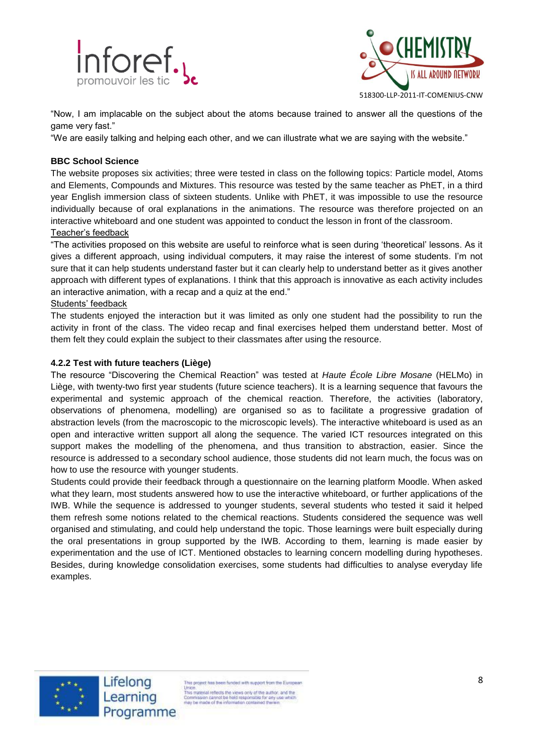"Now, I am implacable on the subject about the atoms because trained to answer all the questions of the game very fast."

"We are easily talking and helping each other, and we can illustrate what we are saying with the website."

**BBC School Science**

The website proposes six activities; three were tested in class on the following topics: Particle model, Atoms and Elements, Compounds and Mixtures. This resource was tested by the same teacher as PhET, in a third year English immersion class of sixteen students. Unlike with PhET, it was impossible to use the resource individually because of oral explanations in the animations. The resource was therefore projected on an interactive whiteboard and one student was appointed to conduct the lesson in front of the classroom.

Teacher's feedback

"The activities proposed on this website are useful to reinforce what is seen during 'theoretical' lessons. As it gives a different approach, using individual computers, it may raise the interest of some students. I'm not sure that it can help students understand faster but it can clearly help to understand better as it gives another approach with different types of explanations. I think that this approach is innovative as each activity includes an interactive animation, with a recap and a quiz at the end."

Students' feedback

The students enjoyed the interaction but it was limited as only one student had the possibility to run the activity in front of the class. The video recap and final exercises helped them understand better. Most of them felt they could explain the subject to their classmates after using the resource.

### 4.2.2 Test with future teachers (Liège)

The resource "Discovering the Chemical Reaction" was tested at *Haute École Libre Mosane* (HELMo) in Liège, with twenty-two first year students (future science teachers). It is a learning sequence that favours the experimental and systemic approach of the chemical reaction. Therefore, the activities (laboratory, observations of phenomena, modelling) are organised so as to facilitate a progressive gradation of abstraction levels (from the macroscopic to the microscopic levels). The interactive whiteboard is used as an open and interactive written support all along the sequence. The varied ICT resources integrated on this support makes the modelling of the phenomena, and thus transition to abstraction, easier. Since the resource is addressed to a secondary school audience, those students did not learn much, the focus was on how to use the resource with younger students.

Students could provide their feedback through a questionnaire on the learning platform Moodle. When asked what they learn, most students answered how to use the interactive whiteboard, or further applications of the IWB. While the sequence is addressed to younger students, several students who tested it said it helped them refresh some notions related to the chemical reactions. Students considered the sequence was well organised and stimulating, and could help understand the topic. Those learnings were built especially during the oral presentations in group supported by the IWB. According to them, learning is made easier by experimentation and the use of ICT. Mentioned obstacles to learning concern modelling during hypotheses. Besides, during knowledge consolidation exercises, some students had difficulties to analyse everyday life examples.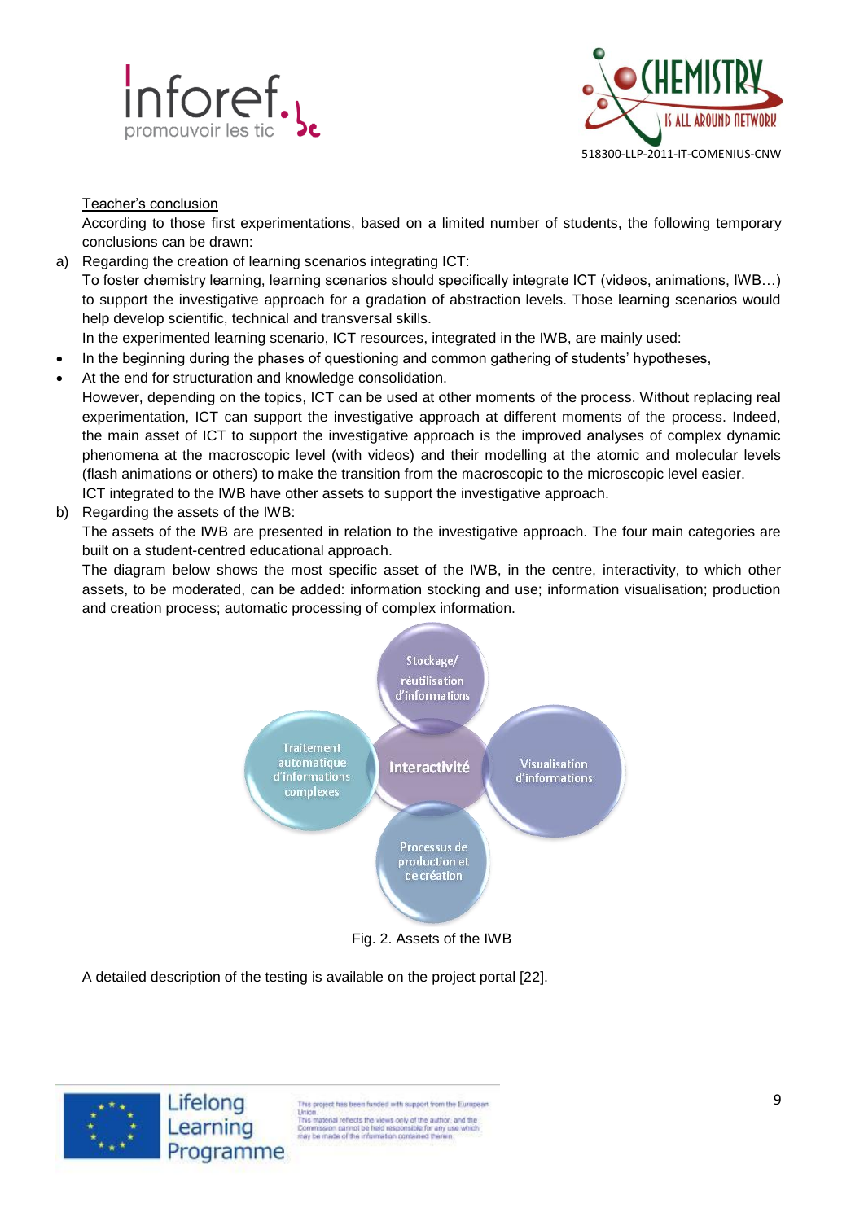Teacher's conclusion

According to those first experimentations, based on a limited number of students, the following temporary conclusions can be drawn:

a) Regarding the creation of learning scenarios integrating ICT:

To foster chemistry learning, learning scenarios should specifically integrate ICT (videos, animations, IWB…) to support the investigative approach for a gradation of abstraction levels. Those learning scenarios would help develop scientific, technical and transversal skills.

In the experimented learning scenario, ICT resources, integrated in the IWB, are mainly used:

- In the beginning during the phases of questioning and common gathering of students' hypotheses,
- At the end for structuration and knowledge consolidation.

However, depending on the topics, ICT can be used at other moments of the process. Without replacing real experimentation, ICT can support the investigative approach at different moments of the process. Indeed, the main asset of ICT to support the investigative approach is the improved analyses of complex dynamic phenomena at the macroscopic level (with videos) and their modelling at the atomic and molecular levels (flash animations or others) to make the transition from the macroscopic to the microscopic level easier.

ICT integrated to the IWB have other assets to support the investigative approach.

b) Regarding the assets of the IWB:

The assets of the IWB are presented in relation to the investigative approach. The four main categories are built on a student-centred educational approach.

The diagram below shows the most specific asset of the IWB, in the centre, interactivity, to which other assets, to be moderated, can be added: information stocking and use; information visualisation; production and creation process; automatic processing of complex information.

Stockage/ réutilisation d'informations

Traitement automatique d'informations complexes

Interactivité

Visualisation d'informations

Processus de production et de création

Fig. 2. Assets of the IWB

A detailed description of the testing is available on the project portal [22].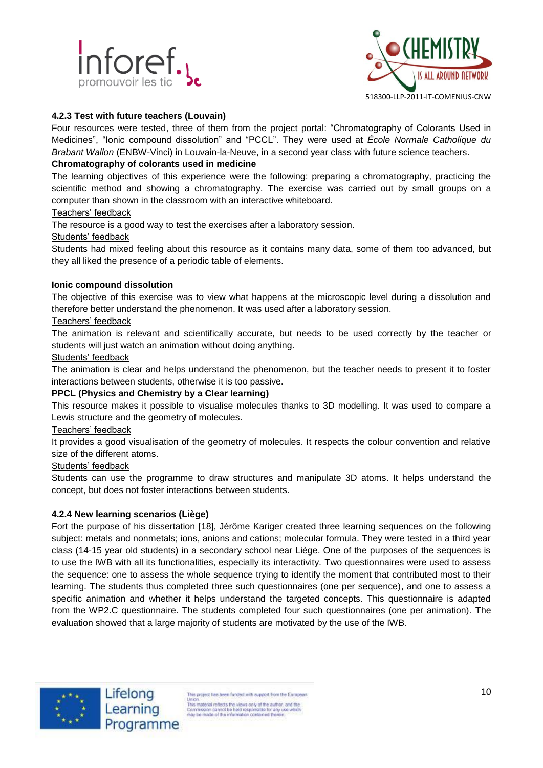#### 4.2.3 Test with future teachers (Louvain)

Four resources were tested, three of them from the project portal: "Chromatography of Colorants Used in Medicines", "Ionic compound dissolution" and "PCCL". They were used at *École Normale Catholique du Brabant Wallon* (ENBW-Vinci) in Louvain-la-Neuve, in a second year class with future science teachers.

**Chromatography of colorants used in medicine**

The learning objectives of this experience were the following: preparing a chromatography, practicing the scientific method and showing a chromatography. The exercise was carried out by small groups on a computer than shown in the classroom with an interactive whiteboard.

<u>Teachers' feedback</u>

The resource is a good way to test the exercises after a laboratory session.

<u>Students' feedback</u>

Students had mixed feeling about this resource as it contains many data, some of them too advanced, but they all liked the presence of a periodic table of elements.

**Ionic compound dissolution**

The objective of this exercise was to view what happens at the microscopic level during a dissolution and therefore better understand the phenomenon. It was used after a laboratory session.

<u>Teachers' feedback</u>

The animation is relevant and scientifically accurate, but needs to be used correctly by the teacher or students will just watch an animation without doing anything.

<u>Students' feedback</u>

The animation is clear and helps understand the phenomenon, but the teacher needs to present it to foster interactions between students, otherwise it is too passive.

**PPCL (Physics and Chemistry by a Clear learning)**

This resource makes it possible to visualise molecules thanks to 3D modelling. It was used to compare a Lewis structure and the geometry of molecules.

<u>Teachers' feedback</u>

It provides a good visualisation of the geometry of molecules. It respects the colour convention and relative size of the different atoms.

<u>Students' feedback</u>

Students can use the programme to draw structures and manipulate 3D atoms. It helps understand the concept, but does not foster interactions between students.

#### 4.2.4 New learning scenarios (Liège)

Fort the purpose of his dissertation [18], Jérôme Kariger created three learning sequences on the following subject: metals and nonmetals; ions, anions and cations; molecular formula. They were tested in a third year class (14-15 year old students) in a secondary school near Liège. One of the purposes of the sequences is to use the IWB with all its functionalities, especially its interactivity. Two questionnaires were used to assess the sequence: one to assess the whole sequence trying to identify the moment that contributed most to their learning. The students thus completed three such questionnaires (one per sequence), and one to assess a specific animation and whether it helps understand the targeted concepts. This questionnaire is adapted from the WP2.C questionnaire. The students completed four such questionnaires (one per animation). The evaluation showed that a large majority of students are motivated by the use of the IWB.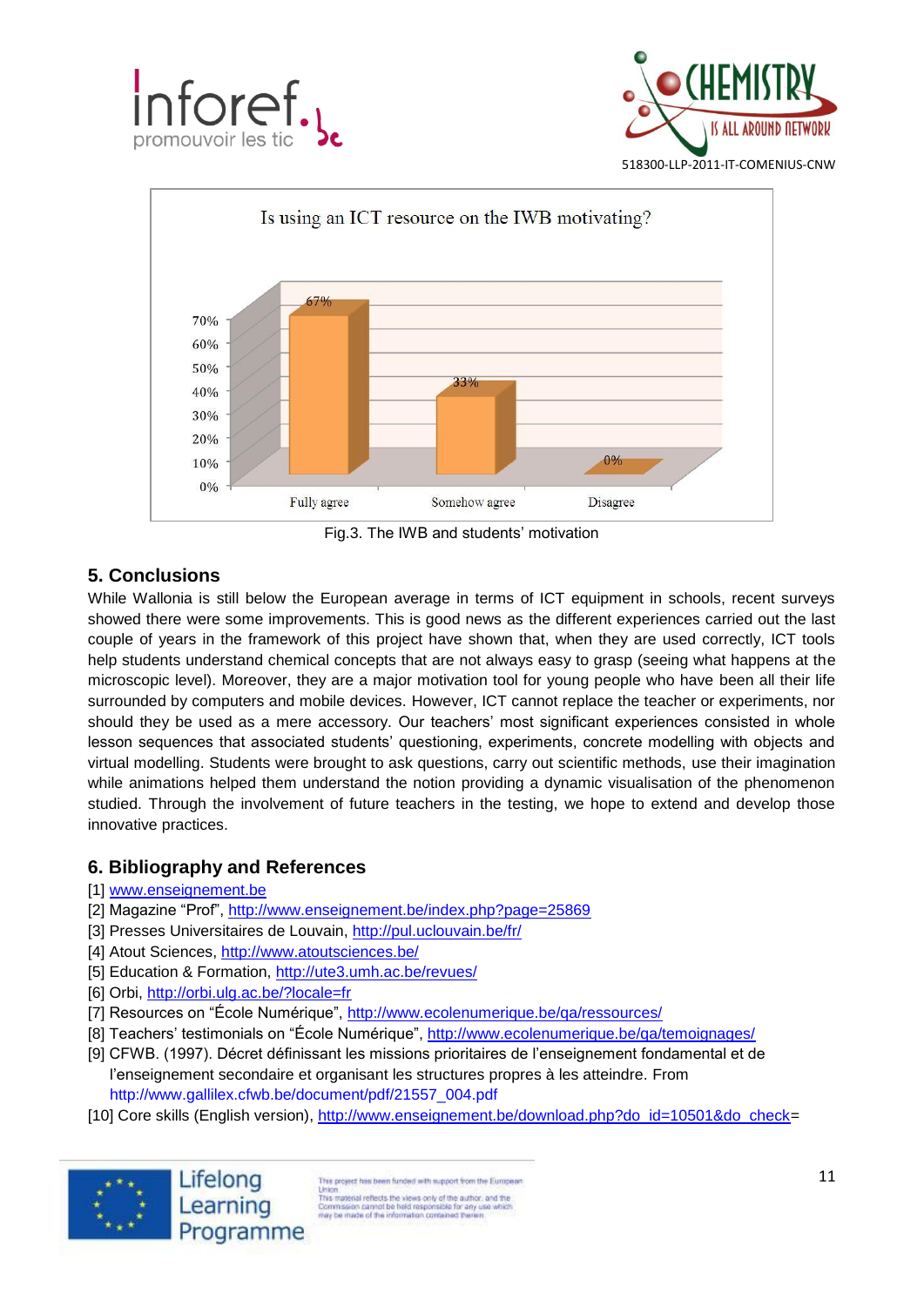Fig.3. The IWB and students' motivation

## 5. Conclusions

While Wallonia is still below the European average in terms of ICT equipment in schools, recent surveys showed there were some improvements. This is good news as the different experiences carried out the last couple of years in the framework of this project have shown that, when they are used correctly, ICT tools help students understand chemical concepts that are not always easy to grasp (seeing what happens at the microscopic level). Moreover, they are a major motivation tool for young people who have been all their life surrounded by computers and mobile devices. However, ICT cannot replace the teacher or experiments, nor should they be used as a mere accessory. Our teachers' most significant experiences consisted in whole lesson sequences that associated students' questioning, experiments, concrete modelling with objects and virtual modelling. Students were brought to ask questions, carry out scientific methods, use their imagination while animations helped them understand the notion providing a dynamic visualisation of the phenomenon studied. Through the involvement of future teachers in the testing, we hope to extend and develop those innovative practices.

## 6. Bibliography and References

[1] www.enseignement.be
[2] Magazine "Prof", http://www.enseignement.be/index.php?page=25869
[3] Presses Universitaires de Louvain, http://pul.uclouvain.be/fr/
[4] Atout Sciences, http://www.atoutsciences.be/
[5] Education & Formation, http://ute3.umh.ac.be/revues/
[6] Orbi, http://orbi.ulg.ac.be/?locale=fr
[7] Resources on "École Numérique", http://www.ecolenumerique.be/qa/ressources/
[8] Teachers' testimonials on "École Numérique", http://www.ecolenumerique.be/qa/temoignages/
[9] CFWB. (1997). Décret définissant les missions prioritaires de l'enseignement fondamental et de l'enseignement secondaire et organisant les structures propres à les atteindre. From http://www.gallilex.cfwb.be/document/pdf/21557_004.pdf
[10] Core skills (English version), http://www.enseignement.be/download.php?do_id=10501&do_check=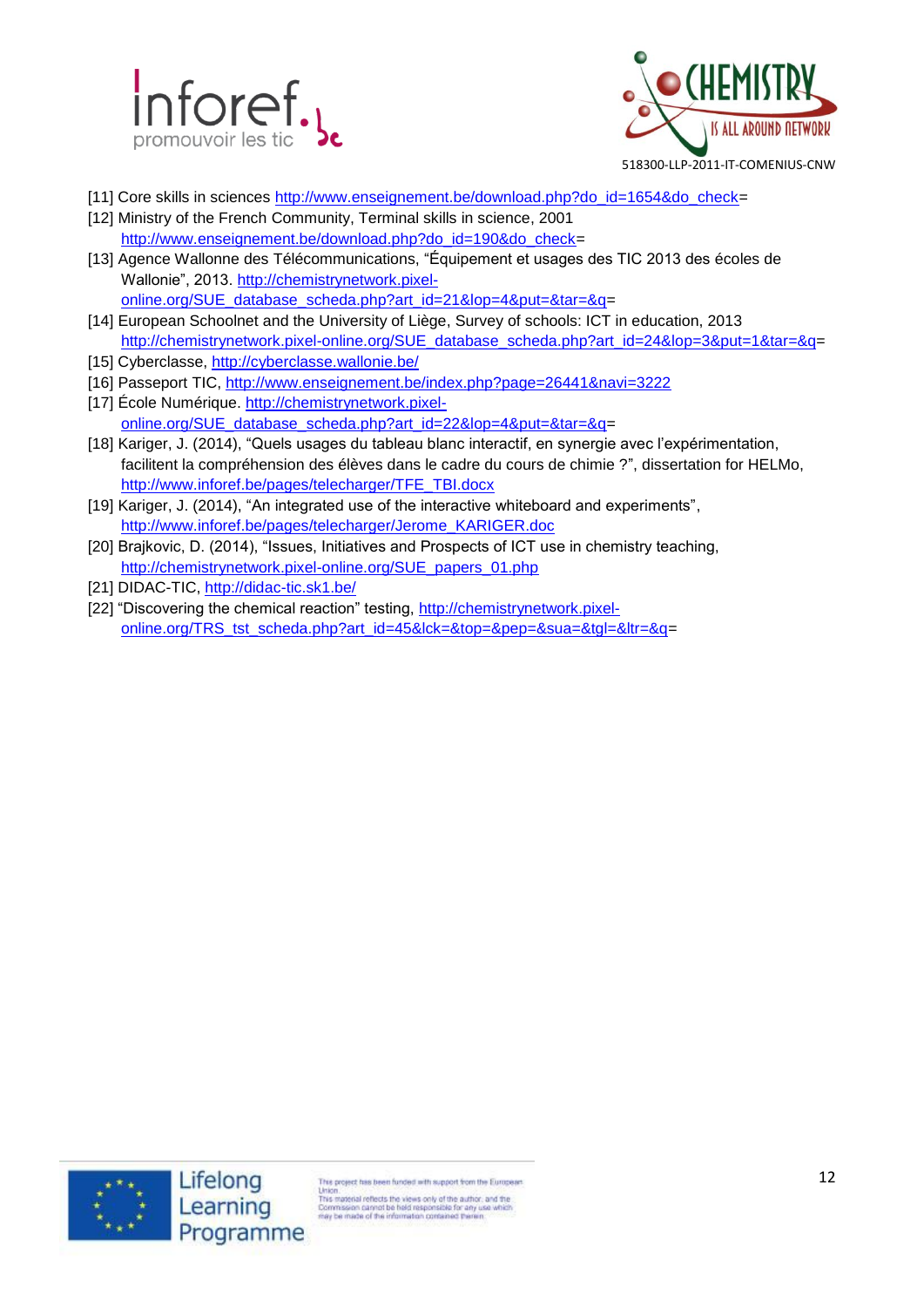[11] Core skills in sciences http://www.enseignement.be/download.php?do_id=1654&do_check=

[12] Ministry of the French Community, Terminal skills in science, 2001 http://www.enseignement.be/download.php?do_id=190&do_check=

[13] Agence Wallonne des Télécommunications, "Équipement et usages des TIC 2013 des écoles de Wallonie", 2013. http://chemistrynetwork.pixel-online.org/SUE_database_scheda.php?art_id=21&lop=4&put=&tar=&q=

[14] European Schoolnet and the University of Liège, Survey of schools: ICT in education, 2013 http://chemistrynetwork.pixel-online.org/SUE_database_scheda.php?art_id=24&lop=3&put=1&tar=&q=

[15] Cyberclasse, http://cyberclasse.wallonie.be/

[16] Passeport TIC, http://www.enseignement.be/index.php?page=26441&navi=3222

[17] École Numérique. http://chemistrynetwork.pixel-online.org/SUE_database_scheda.php?art_id=22&lop=4&put=&tar=&q=

[18] Kariger, J. (2014), "Quels usages du tableau blanc interactif, en synergie avec l'expérimentation, facilitent la compréhension des élèves dans le cadre du cours de chimie ?", dissertation for HELMo, http://www.inforef.be/pages/telecharger/TFE_TBI.docx

[19] Kariger, J. (2014), "An integrated use of the interactive whiteboard and experiments", http://www.inforef.be/pages/telecharger/Jerome_KARIGER.doc

[20] Brajkovic, D. (2014), "Issues, Initiatives and Prospects of ICT use in chemistry teaching, http://chemistrynetwork.pixel-online.org/SUE_papers_01.php

[21] DIDAC-TIC, http://didac-tic.sk1.be/

[22] "Discovering the chemical reaction" testing, http://chemistrynetwork.pixel-online.org/TRS_tst_scheda.php?art_id=45&lck=&top=&pep=&sua=&tgl=&ltr=&q=